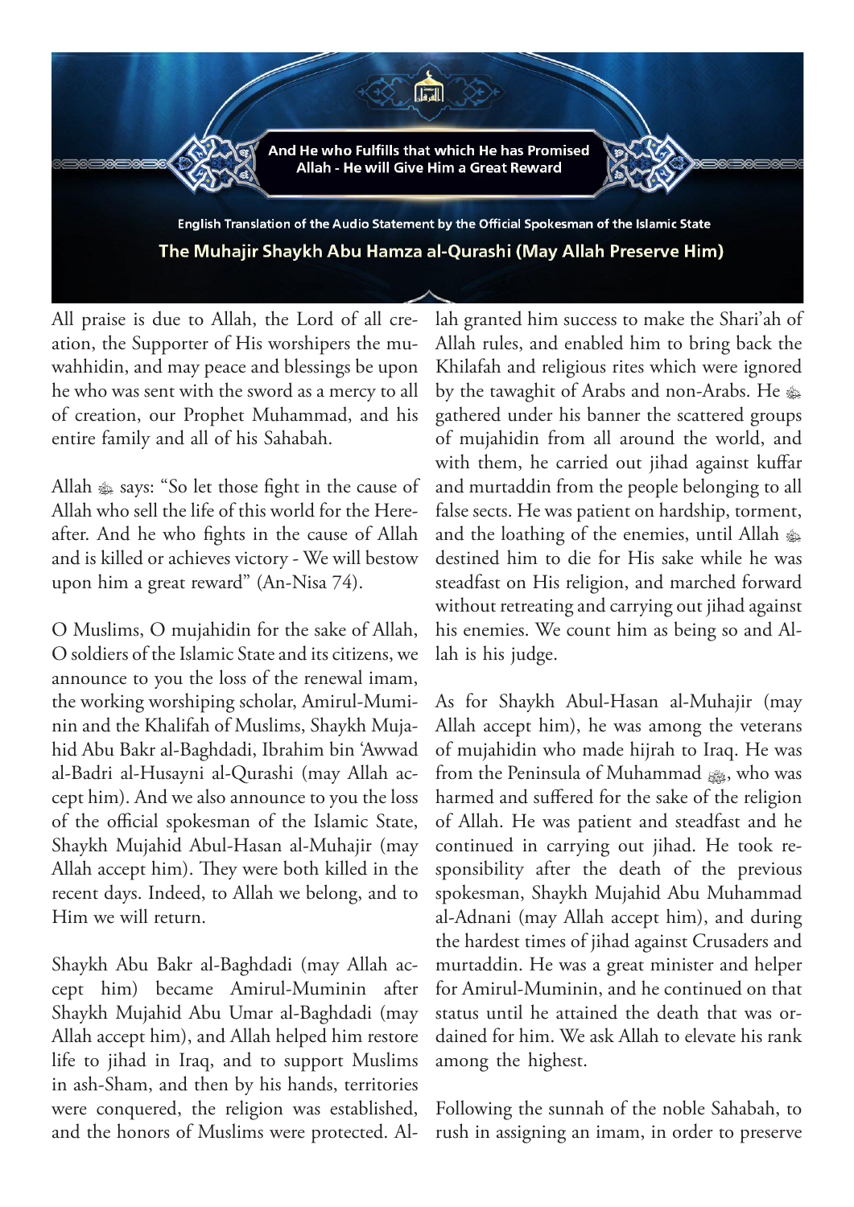# And He who Fulfills that which He has Promised Allah - He will Give Him a Great Reward

English Translation of the Audio Statement by the Official Spokesman of the Islamic State

**The Muhajir Shaykh Abu Hamza al-Qurashi (May Allah Preserve Him)**

All praise is due to Allah, the Lord of all creation, the Supporter of His worshipers the muwahhidin, and may peace and blessings be upon he who was sent with the sword as a mercy to all of creation, our Prophet Muhammad, and his entire family and all of his Sahabah.

Allah ﷻ says: "So let those fight in the cause of Allah who sell the life of this world for the Hereafter. And he who fights in the cause of Allah and is killed or achieves victory - We will bestow upon him a great reward" (An-Nisa 74).

O Muslims, O mujahidin for the sake of Allah, O soldiers of the Islamic State and its citizens, we announce to you the loss of the renewal imam, the working worshiping scholar, Amirul-Muminin and the Khalifah of Muslims, Shaykh Mujahid Abu Bakr al-Baghdadi, Ibrahim bin 'Awwad al-Badri al-Husayni al-Qurashi (may Allah accept him). And we also announce to you the loss of the official spokesman of the Islamic State, Shaykh Mujahid Abul-Hasan al-Muhajir (may Allah accept him). They were both killed in the recent days. Indeed, to Allah we belong, and to Him we will return.

Shaykh Abu Bakr al-Baghdadi (may Allah accept him) became Amirul-Muminin after Shaykh Mujahid Abu Umar al-Baghdadi (may Allah accept him), and Allah helped him restore life to jihad in Iraq, and to support Muslims in ash-Sham, and then by his hands, territories were conquered, the religion was established, and the honors of Muslims were protected. Allah granted him success to make the Shari'ah of Allah rules, and enabled him to bring back the Khilafah and religious rites which were ignored by the tawaghit of Arabs and non-Arabs. He ﷻ gathered under his banner the scattered groups of mujahidin from all around the world, and with them, he carried out jihad against kuffar and murtaddin from the people belonging to all false sects. He was patient on hardship, torment, and the loathing of the enemies, until Allah ﷻ destined him to die for His sake while he was steadfast on His religion, and marched forward without retreating and carrying out jihad against his enemies. We count him as being so and Allah is his judge.

As for Shaykh Abul-Hasan al-Muhajir (may Allah accept him), he was among the veterans of mujahidin who made hijrah to Iraq. He was from the Peninsula of Muhammad ﷺ, who was harmed and suffered for the sake of the religion of Allah. He was patient and steadfast and he continued in carrying out jihad. He took responsibility after the death of the previous spokesman, Shaykh Mujahid Abu Muhammad al-Adnani (may Allah accept him), and during the hardest times of jihad against Crusaders and murtaddin. He was a great minister and helper for Amirul-Muminin, and he continued on that status until he attained the death that was ordained for him. We ask Allah to elevate his rank among the highest.

Following the sunnah of the noble Sahabah, to rush in assigning an imam, in order to preserve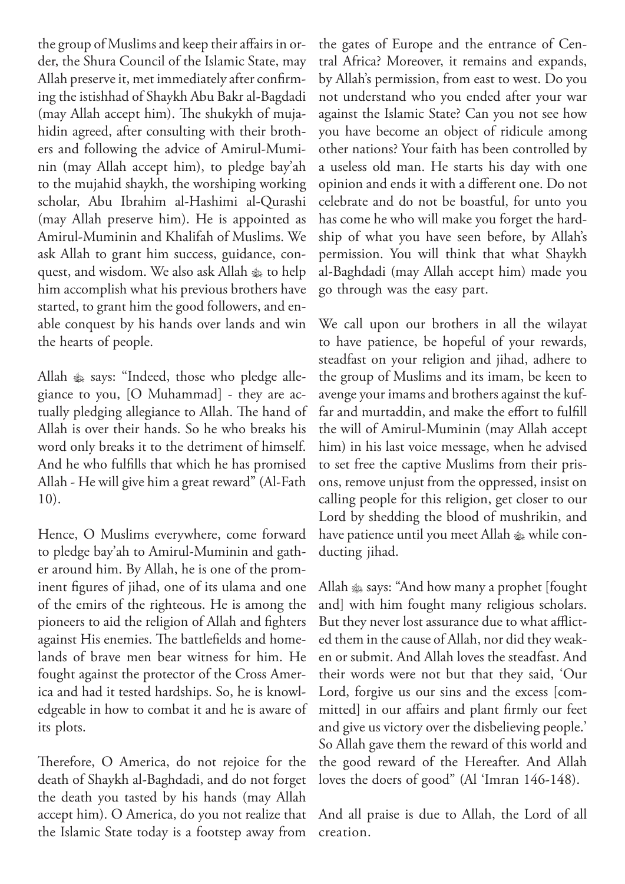the group of Muslims and keep their affairs in order, the Shura Council of the Islamic State, may Allah preserve it, met immediately after confirming the istishhad of Shaykh Abu Bakr al-Bagdadi (may Allah accept him). The shukykh of mujahidin agreed, after consulting with their brothers and following the advice of Amirul-Muminin (may Allah accept him), to pledge bay'ah to the mujahid shaykh, the worshiping working scholar, Abu Ibrahim al-Hashimi al-Qurashi (may Allah preserve him). He is appointed as Amirul-Muminin and Khalifah of Muslims. We ask Allah to grant him success, guidance, conquest, and wisdom. We also ask Allah ﷻ to help him accomplish what his previous brothers have started, to grant him the good followers, and enable conquest by his hands over lands and win the hearts of people.

Allah ﷻ says: "Indeed, those who pledge allegiance to you, [O Muhammad] - they are actually pledging allegiance to Allah. The hand of Allah is over their hands. So he who breaks his word only breaks it to the detriment of himself. And he who fulfills that which he has promised Allah - He will give him a great reward" (Al-Fath 10).

Hence, O Muslims everywhere, come forward to pledge bay'ah to Amirul-Muminin and gather around him. By Allah, he is one of the prominent figures of jihad, one of its ulama and one of the emirs of the righteous. He is among the pioneers to aid the religion of Allah and fighters against His enemies. The battlefields and homelands of brave men bear witness for him. He fought against the protector of the Cross America and had it tested hardships. So, he is knowledgeable in how to combat it and he is aware of its plots.

Therefore, O America, do not rejoice for the death of Shaykh al-Baghdadi, and do not forget the death you tasted by his hands (may Allah accept him). O America, do you not realize that the Islamic State today is a footstep away from the gates of Europe and the entrance of Central Africa? Moreover, it remains and expands, by Allah's permission, from east to west. Do you not understand who you ended after your war against the Islamic State? Can you not see how you have become an object of ridicule among other nations? Your faith has been controlled by a useless old man. He starts his day with one opinion and ends it with a different one. Do not celebrate and do not be boastful, for unto you has come he who will make you forget the hardship of what you have seen before, by Allah's permission. You will think that what Shaykh al-Baghdadi (may Allah accept him) made you go through was the easy part.

We call upon our brothers in all the wilayat to have patience, be hopeful of your rewards, steadfast on your religion and jihad, adhere to the group of Muslims and its imam, be keen to avenge your imams and brothers against the kuffar and murtaddin, and make the effort to fulfill the will of Amirul-Muminin (may Allah accept him) in his last voice message, when he advised to set free the captive Muslims from their prisons, remove unjust from the oppressed, insist on calling people for this religion, get closer to our Lord by shedding the blood of mushrikin, and have patience until you meet Allah ﷻ while conducting jihad.

Allah ﷻ says: "And how many a prophet [fought and] with him fought many religious scholars. But they never lost assurance due to what afflicted them in the cause of Allah, nor did they weaken or submit. And Allah loves the steadfast. And their words were not but that they said, 'Our Lord, forgive us our sins and the excess [committed] in our affairs and plant firmly our feet and give us victory over the disbelieving people.' So Allah gave them the reward of this world and the good reward of the Hereafter. And Allah loves the doers of good" (Al 'Imran 146-148).

And all praise is due to Allah, the Lord of all creation.